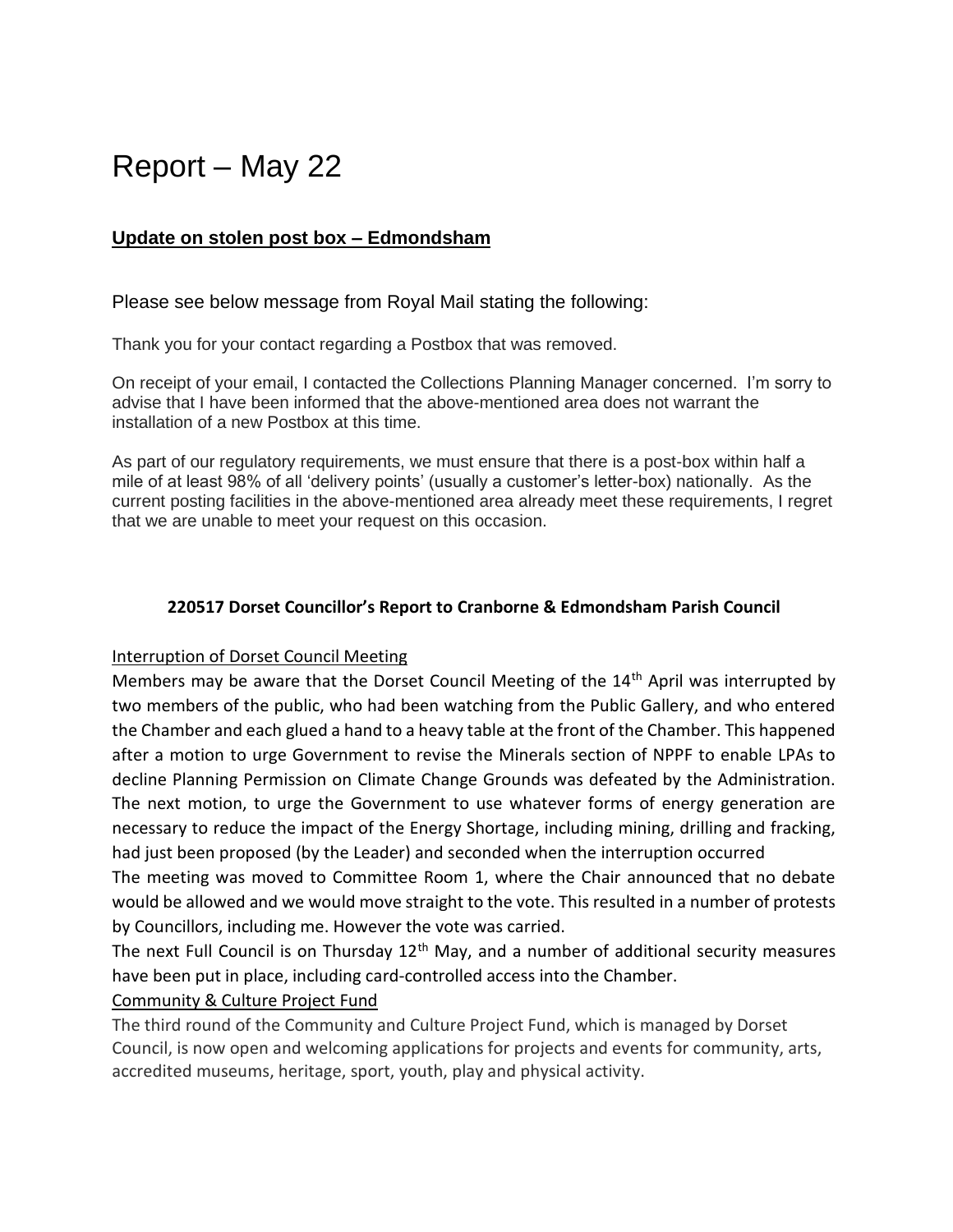# Report – May 22

## Update on stolen post box – Edmondsham

Please see below message from Royal Mail stating the following:

Thank you for your contact regarding a Postbox that was removed.

On receipt of your email, I contacted the Collections Planning Manager concerned. I'm sorry to advise that I have been informed that the above-mentioned area does not warrant the installation of a new Postbox at this time.

As part of our regulatory requirements, we must ensure that there is a post-box within half a mile of at least 98% of all 'delivery points' (usually a customer's letter-box) nationally. As the current posting facilities in the above-mentioned area already meet these requirements, I regret that we are unable to meet your request on this occasion.

### 220517 Dorset Councillor's Report to Cranborne & Edmondsham Parish Council

Interruption of Dorset Council Meeting

Members may be aware that the Dorset Council Meeting of the 14th April was interrupted by two members of the public, who had been watching from the Public Gallery, and who entered the Chamber and each glued a hand to a heavy table at the front of the Chamber. This happened after a motion to urge Government to revise the Minerals section of NPPF to enable LPAs to decline Planning Permission on Climate Change Grounds was defeated by the Administration. The next motion, to urge the Government to use whatever forms of energy generation are necessary to reduce the impact of the Energy Shortage, including mining, drilling and fracking, had just been proposed (by the Leader) and seconded when the interruption occurred

The meeting was moved to Committee Room 1, where the Chair announced that no debate would be allowed and we would move straight to the vote. This resulted in a number of protests by Councillors, including me. However the vote was carried.

The next Full Council is on Thursday 12th May, and a number of additional security measures have been put in place, including card-controlled access into the Chamber.

Community & Culture Project Fund

The third round of the Community and Culture Project Fund, which is managed by Dorset Council, is now open and welcoming applications for projects and events for community, arts, accredited museums, heritage, sport, youth, play and physical activity.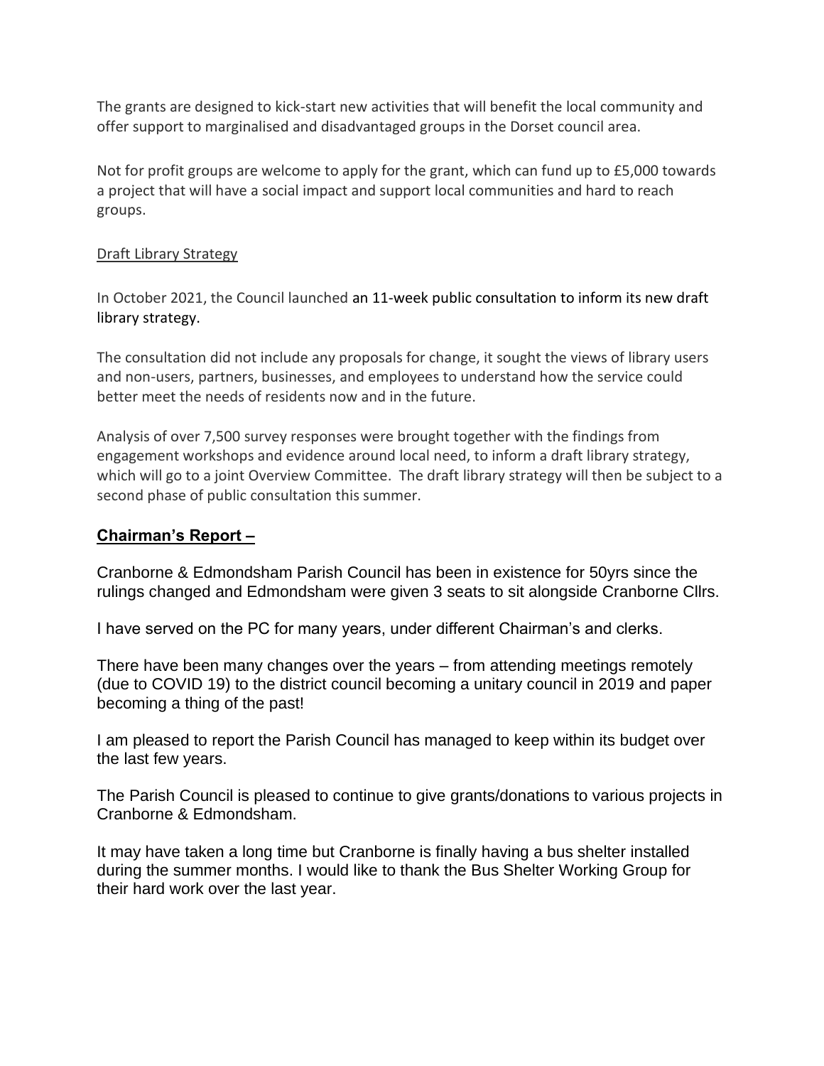The grants are designed to kick-start new activities that will benefit the local community and offer support to marginalised and disadvantaged groups in the Dorset council area.

Not for profit groups are welcome to apply for the grant, which can fund up to £5,000 towards a project that will have a social impact and support local communities and hard to reach groups.

Draft Library Strategy

In October 2021, the Council launched an 11-week public consultation to inform its new draft library strategy.

The consultation did not include any proposals for change, it sought the views of library users and non-users, partners, businesses, and employees to understand how the service could better meet the needs of residents now and in the future.

Analysis of over 7,500 survey responses were brought together with the findings from engagement workshops and evidence around local need, to inform a draft library strategy, which will go to a joint Overview Committee. The draft library strategy will then be subject to a second phase of public consultation this summer.

## Chairman's Report –

Cranborne & Edmondsham Parish Council has been in existence for 50yrs since the rulings changed and Edmondsham were given 3 seats to sit alongside Cranborne Cllrs.

I have served on the PC for many years, under different Chairman's and clerks.

There have been many changes over the years – from attending meetings remotely (due to COVID 19) to the district council becoming a unitary council in 2019 and paper becoming a thing of the past!

I am pleased to report the Parish Council has managed to keep within its budget over the last few years.

The Parish Council is pleased to continue to give grants/donations to various projects in Cranborne & Edmondsham.

It may have taken a long time but Cranborne is finally having a bus shelter installed during the summer months. I would like to thank the Bus Shelter Working Group for their hard work over the last year.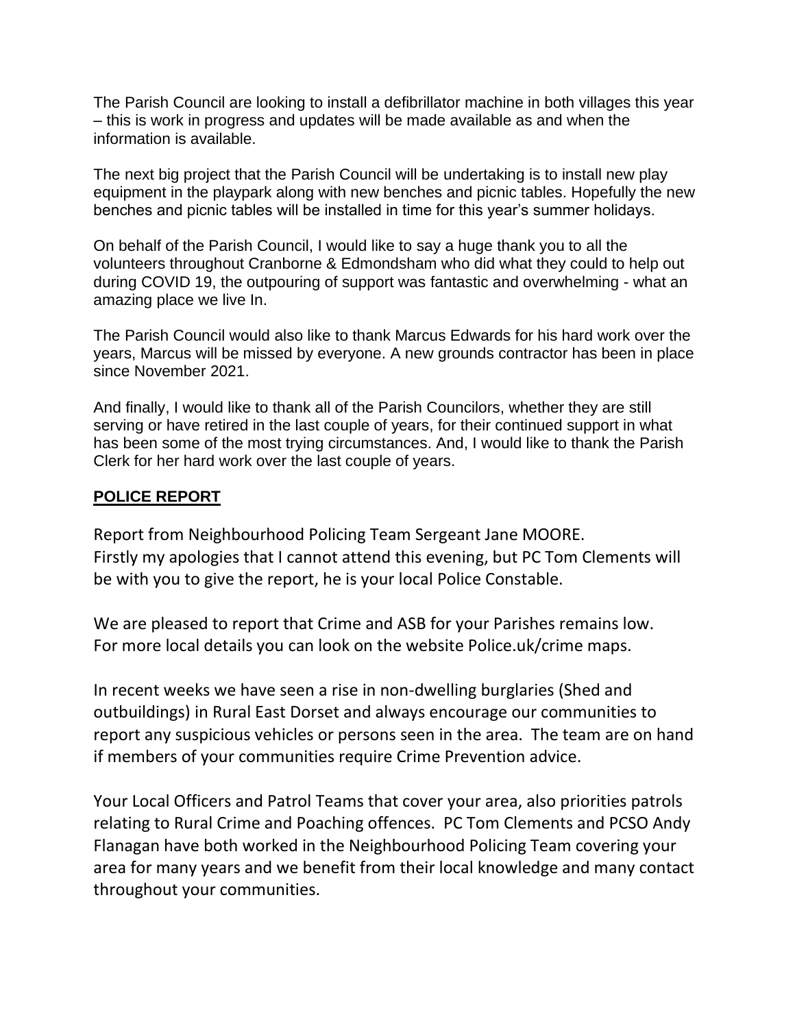The Parish Council are looking to install a defibrillator machine in both villages this year – this is work in progress and updates will be made available as and when the information is available.

The next big project that the Parish Council will be undertaking is to install new play equipment in the playpark along with new benches and picnic tables. Hopefully the new benches and picnic tables will be installed in time for this year's summer holidays.

On behalf of the Parish Council, I would like to say a huge thank you to all the volunteers throughout Cranborne & Edmondsham who did what they could to help out during COVID 19, the outpouring of support was fantastic and overwhelming - what an amazing place we live In.

The Parish Council would also like to thank Marcus Edwards for his hard work over the years, Marcus will be missed by everyone. A new grounds contractor has been in place since November 2021.

And finally, I would like to thank all of the Parish Councilors, whether they are still serving or have retired in the last couple of years, for their continued support in what has been some of the most trying circumstances. And, I would like to thank the Parish Clerk for her hard work over the last couple of years.

## **POLICE REPORT**

Report from Neighbourhood Policing Team Sergeant Jane MOORE.
Firstly my apologies that I cannot attend this evening, but PC Tom Clements will be with you to give the report, he is your local Police Constable.

We are pleased to report that Crime and ASB for your Parishes remains low.
For more local details you can look on the website Police.uk/crime maps.

In recent weeks we have seen a rise in non-dwelling burglaries (Shed and outbuildings) in Rural East Dorset and always encourage our communities to report any suspicious vehicles or persons seen in the area. The team are on hand if members of your communities require Crime Prevention advice.

Your Local Officers and Patrol Teams that cover your area, also priorities patrols relating to Rural Crime and Poaching offences. PC Tom Clements and PCSO Andy Flanagan have both worked in the Neighbourhood Policing Team covering your area for many years and we benefit from their local knowledge and many contact throughout your communities.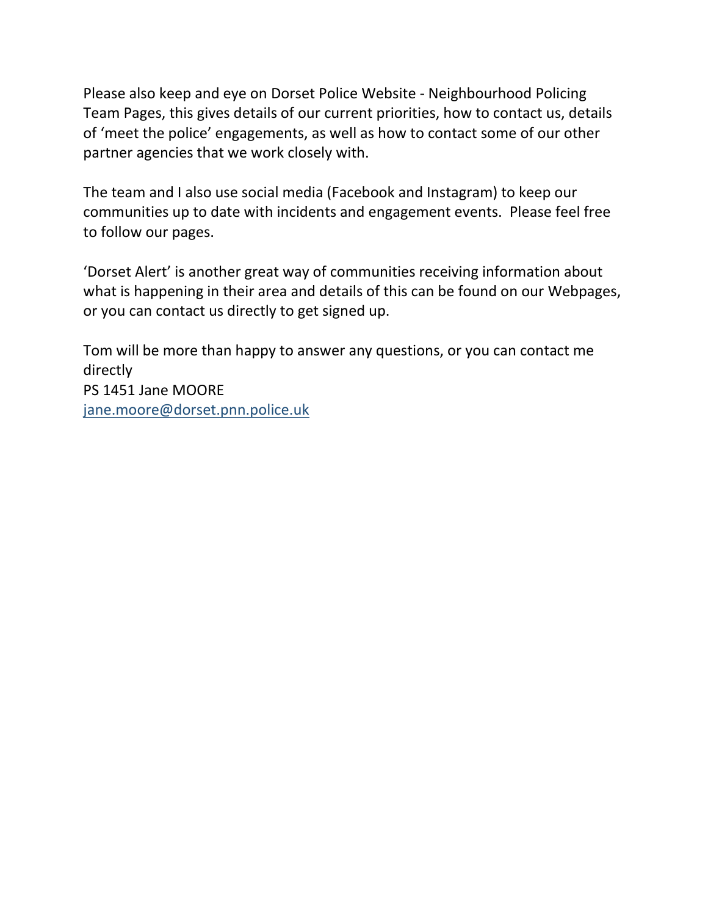Please also keep and eye on Dorset Police Website - Neighbourhood Policing Team Pages, this gives details of our current priorities, how to contact us, details of 'meet the police' engagements, as well as how to contact some of our other partner agencies that we work closely with.

The team and I also use social media (Facebook and Instagram) to keep our communities up to date with incidents and engagement events. Please feel free to follow our pages.

'Dorset Alert' is another great way of communities receiving information about what is happening in their area and details of this can be found on our Webpages, or you can contact us directly to get signed up.

Tom will be more than happy to answer any questions, or you can contact me directly  
PS 1451 Jane MOORE  
jane.moore@dorset.pnn.police.uk